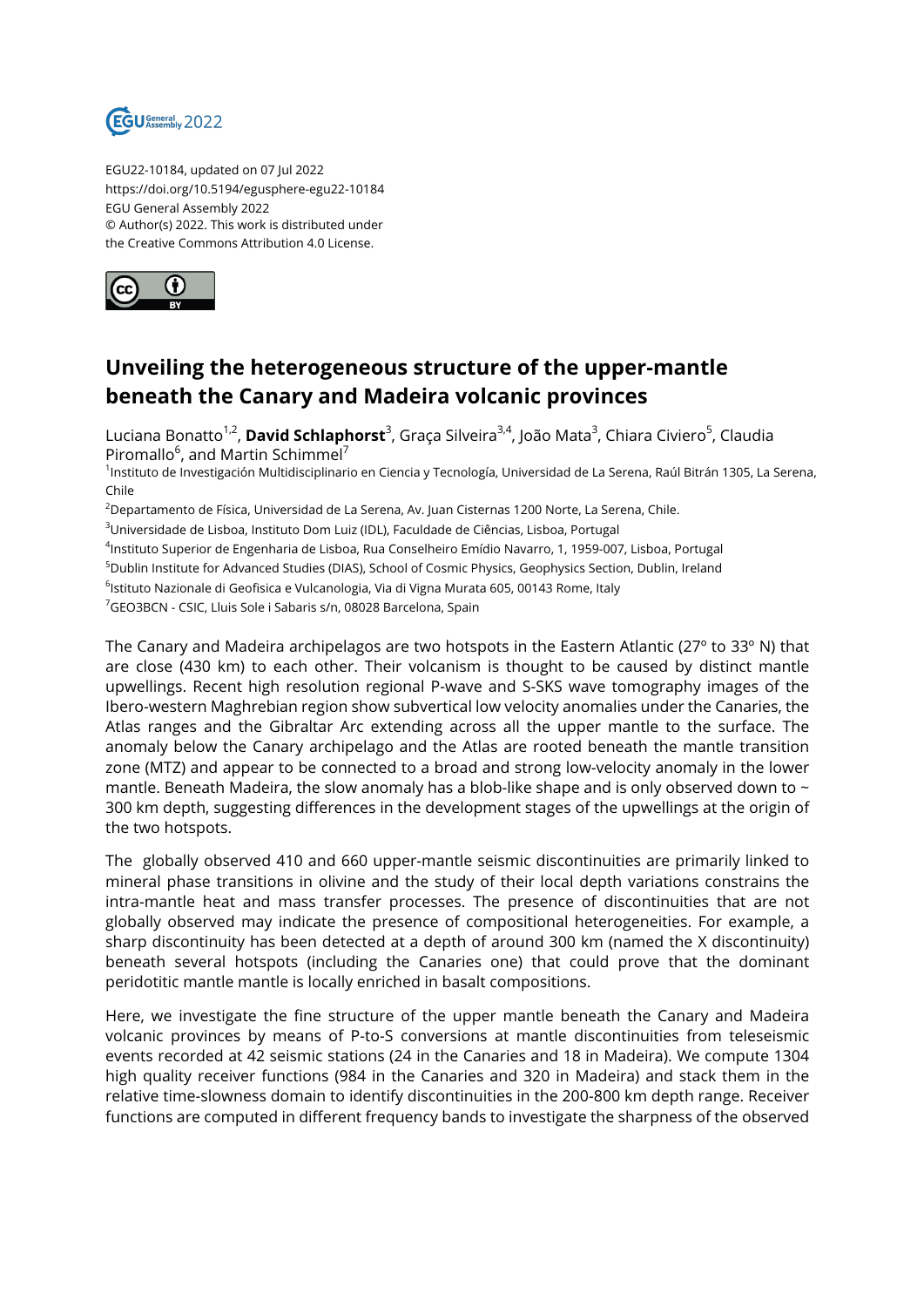EGU22-10184, updated on 07 Jul 2022
https://doi.org/10.5194/egusphere-egu22-10184
EGU General Assembly 2022
© Author(s) 2022. This work is distributed under the Creative Commons Attribution 4.0 License.

# Unveiling the heterogeneous structure of the upper-mantle beneath the Canary and Madeira volcanic provinces

Luciana Bonatto[1,2], **David Schlaphorst**[3], Graça Silveira[3,4], João Mata[3], Chiara Civiero[5], Claudia Piromallo[6], and Martin Schimmel[7]

[1]Instituto de Investigación Multidisciplinario en Ciencia y Tecnología, Universidad de La Serena, Raúl Bitrán 1305, La Serena, Chile

[2]Departamento de Física, Universidad de La Serena, Av. Juan Cisternas 1200 Norte, La Serena, Chile.

[3]Universidade de Lisboa, Instituto Dom Luiz (IDL), Faculdade de Ciências, Lisboa, Portugal

[4]Instituto Superior de Engenharia de Lisboa, Rua Conselheiro Emídio Navarro, 1, 1959-007, Lisboa, Portugal

[5]Dublin Institute for Advanced Studies (DIAS), School of Cosmic Physics, Geophysics Section, Dublin, Ireland

[6]Istituto Nazionale di Geofisica e Vulcanologia, Via di Vigna Murata 605, 00143 Rome, Italy

[7]GEO3BCN - CSIC, Lluis Sole i Sabaris s/n, 08028 Barcelona, Spain

The Canary and Madeira archipelagos are two hotspots in the Eastern Atlantic (27º to 33º N) that are close (430 km) to each other. Their volcanism is thought to be caused by distinct mantle upwellings. Recent high resolution regional P-wave and S-SKS wave tomography images of the Ibero-western Maghrebian region show subvertical low velocity anomalies under the Canaries, the Atlas ranges and the Gibraltar Arc extending across all the upper mantle to the surface. The anomaly below the Canary archipelago and the Atlas are rooted beneath the mantle transition zone (MTZ) and appear to be connected to a broad and strong low-velocity anomaly in the lower mantle. Beneath Madeira, the slow anomaly has a blob-like shape and is only observed down to ~ 300 km depth, suggesting differences in the development stages of the upwellings at the origin of the two hotspots.

The globally observed 410 and 660 upper-mantle seismic discontinuities are primarily linked to mineral phase transitions in olivine and the study of their local depth variations constrains the intra-mantle heat and mass transfer processes. The presence of discontinuities that are not globally observed may indicate the presence of compositional heterogeneities. For example, a sharp discontinuity has been detected at a depth of around 300 km (named the X discontinuity) beneath several hotspots (including the Canaries one) that could prove that the dominant peridotitic mantle mantle is locally enriched in basalt compositions.

Here, we investigate the fine structure of the upper mantle beneath the Canary and Madeira volcanic provinces by means of P-to-S conversions at mantle discontinuities from teleseismic events recorded at 42 seismic stations (24 in the Canaries and 18 in Madeira). We compute 1304 high quality receiver functions (984 in the Canaries and 320 in Madeira) and stack them in the relative time-slowness domain to identify discontinuities in the 200-800 km depth range. Receiver functions are computed in different frequency bands to investigate the sharpness of the observed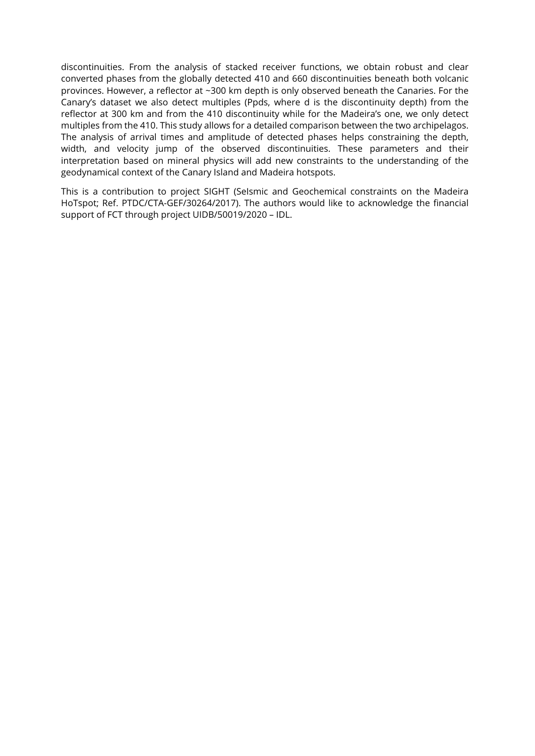discontinuities. From the analysis of stacked receiver functions, we obtain robust and clear converted phases from the globally detected 410 and 660 discontinuities beneath both volcanic provinces. However, a reflector at ~300 km depth is only observed beneath the Canaries. For the Canary's dataset we also detect multiples (Ppds, where d is the discontinuity depth) from the reflector at 300 km and from the 410 discontinuity while for the Madeira's one, we only detect multiples from the 410. This study allows for a detailed comparison between the two archipelagos. The analysis of arrival times and amplitude of detected phases helps constraining the depth, width, and velocity jump of the observed discontinuities. These parameters and their interpretation based on mineral physics will add new constraints to the understanding of the geodynamical context of the Canary Island and Madeira hotspots.

This is a contribution to project SIGHT (SeIsmic and Geochemical constraints on the Madeira HoTspot; Ref. PTDC/CTA-GEF/30264/2017). The authors would like to acknowledge the financial support of FCT through project UIDB/50019/2020 – IDL.